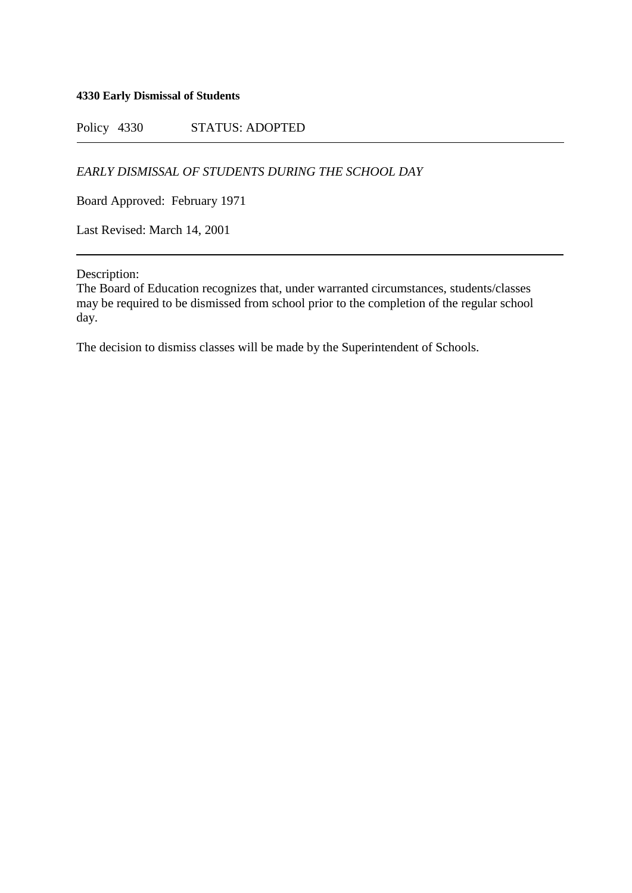**4330 Early Dismissal of Students**

Policy 4330 STATUS: ADOPTED

---

*EARLY DISMISSAL OF STUDENTS DURING THE SCHOOL DAY*

Board Approved: February 1971

Last Revised: March 14, 2001

---

Description:
The Board of Education recognizes that, under warranted circumstances, students/classes may be required to be dismissed from school prior to the completion of the regular school day.

The decision to dismiss classes will be made by the Superintendent of Schools.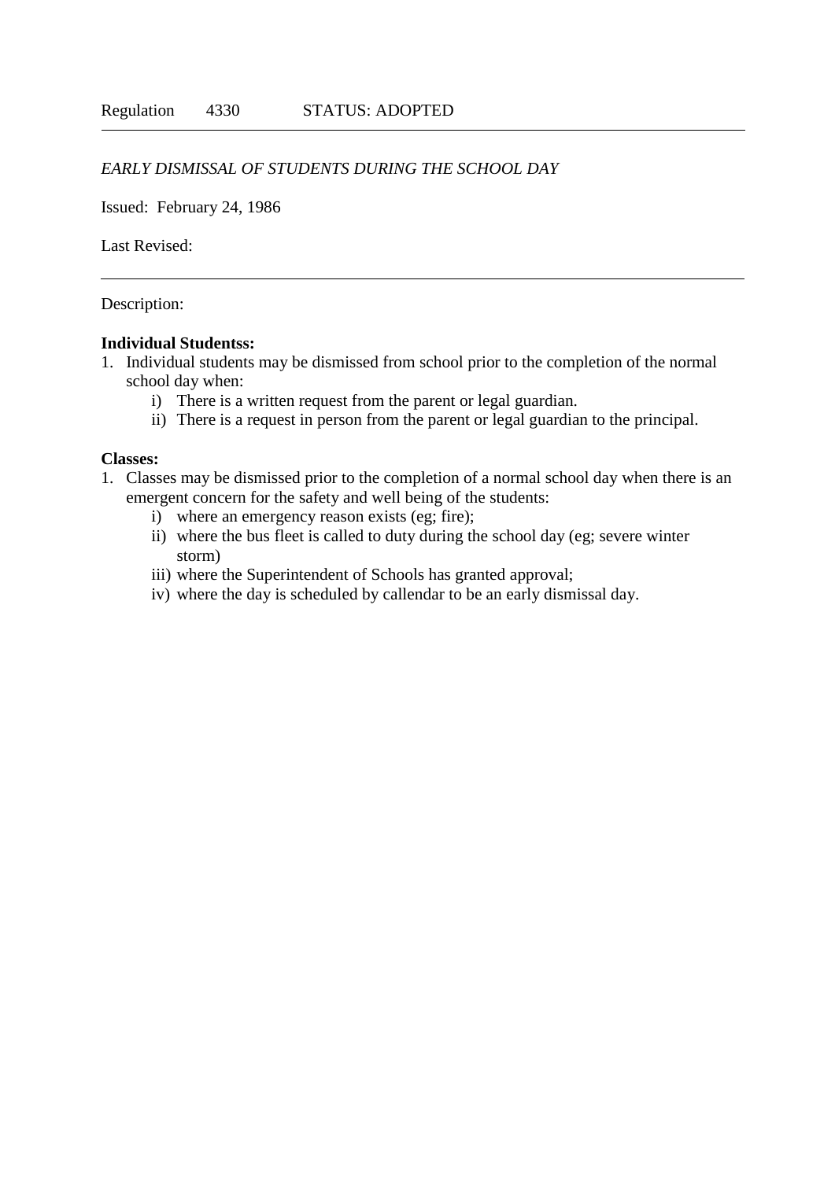Regulation 4330 STATUS: ADOPTED

---

*EARLY DISMISSAL OF STUDENTS DURING THE SCHOOL DAY*

Issued: February 24, 1986

Last Revised:

---

Description:

**Individual Studentss:**

1. Individual students may be dismissed from school prior to the completion of the normal school day when:
    i) There is a written request from the parent or legal guardian.
    ii) There is a request in person from the parent or legal guardian to the principal.

**Classes:**

1. Classes may be dismissed prior to the completion of a normal school day when there is an emergent concern for the safety and well being of the students:
    i) where an emergency reason exists (eg; fire);
    ii) where the bus fleet is called to duty during the school day (eg; severe winter storm)
    iii) where the Superintendent of Schools has granted approval;
    iv) where the day is scheduled by callendar to be an early dismissal day.